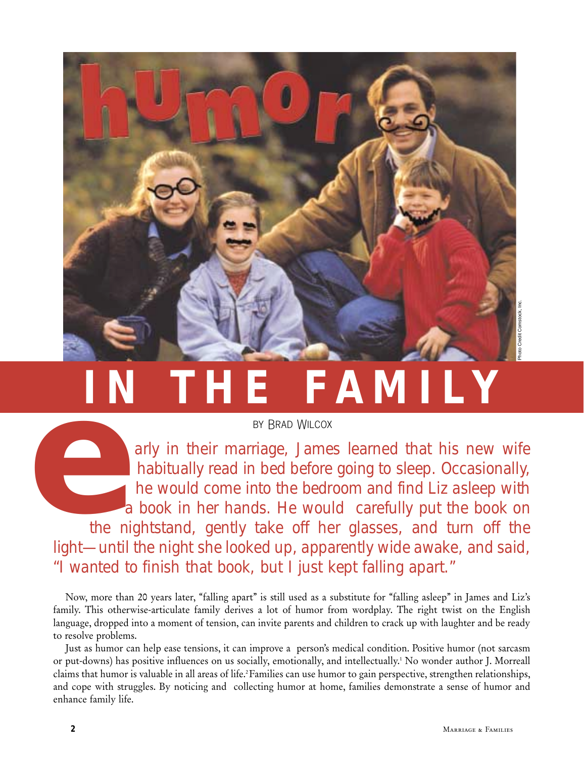# humor IN THE FAMILY

BY BRAD WILCOX

Early in their marriage, James learned that his new wife habitually read in bed before going to sleep. Occasionally, he would come into the bedroom and find Liz asleep with a book in her hands. He would carefully put the book on the nightstand, gently take off her glasses, and turn off the light—until the night she looked up, apparently wide awake, and said, "I wanted to finish that book, but I just kept falling apart."

Now, more than 20 years later, "falling apart" is still used as a substitute for "falling asleep" in James and Liz's family. This otherwise-articulate family derives a lot of humor from wordplay. The right twist on the English language, dropped into a moment of tension, can invite parents and children to crack up with laughter and be ready to resolve problems.

Just as humor can help ease tensions, it can improve a person's medical condition. Positive humor (not sarcasm or put-downs) has positive influences on us socially, emotionally, and intellectually.[1] No wonder author J. Morreall claims that humor is valuable in all areas of life.[2] Families can use humor to gain perspective, strengthen relationships, and cope with struggles. By noticing and collecting humor at home, families demonstrate a sense of humor and enhance family life.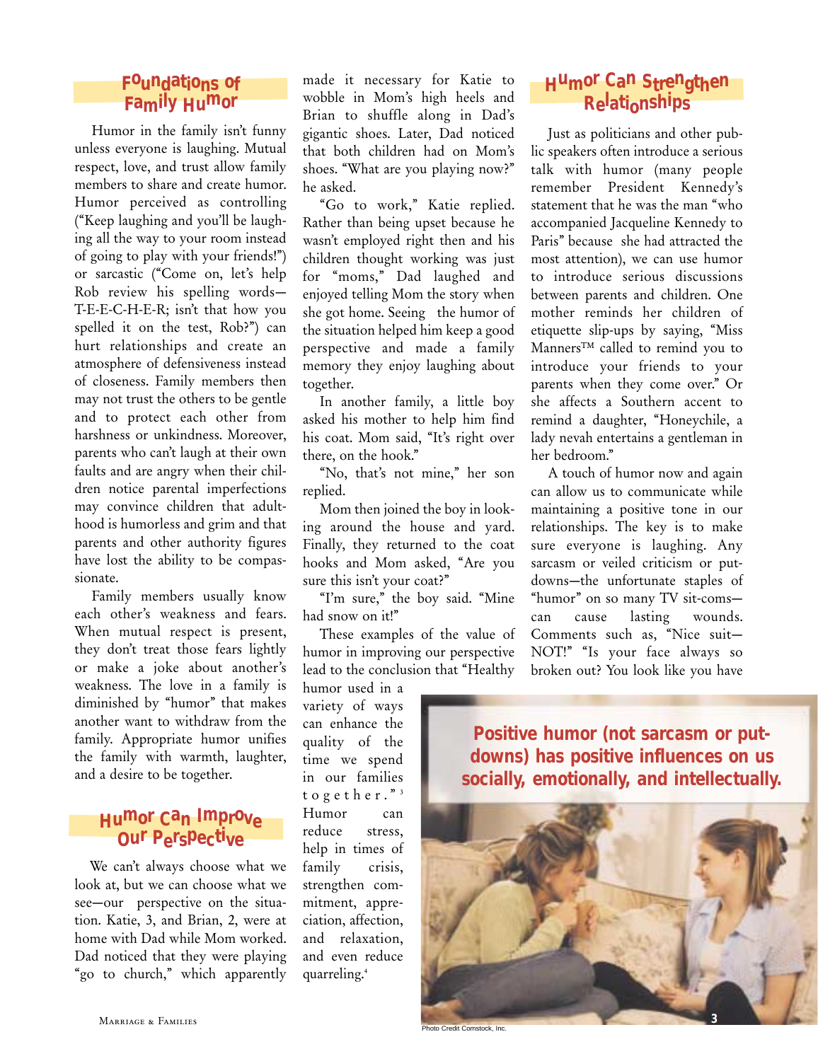## Foundations of Family Humor

Humor in the family isn't funny unless everyone is laughing. Mutual respect, love, and trust allow family members to share and create humor. Humor perceived as controlling ("Keep laughing and you'll be laughing all the way to your room instead of going to play with your friends!") or sarcastic ("Come on, let's help Rob review his spelling words—T-E-E-C-H-E-R; isn't that how you spelled it on the test, Rob?") can hurt relationships and create an atmosphere of defensiveness instead of closeness. Family members then may not trust the others to be gentle and to protect each other from harshness or unkindness. Moreover, parents who can't laugh at their own faults and are angry when their children notice parental imperfections may convince children that adulthood is humorless and grim and that parents and other authority figures have lost the ability to be compassionate.

Family members usually know each other's weakness and fears. When mutual respect is present, they don't treat those fears lightly or make a joke about another's weakness. The love in a family is diminished by "humor" that makes another want to withdraw from the family. Appropriate humor unifies the family with warmth, laughter, and a desire to be together.

## Humor Can Improve Our Perspective

We can't always choose what we look at, but we can choose what we see—our perspective on the situation. Katie, 3, and Brian, 2, were at home with Dad while Mom worked. Dad noticed that they were playing "go to church," which apparently made it necessary for Katie to wobble in Mom's high heels and Brian to shuffle along in Dad's gigantic shoes. Later, Dad noticed that both children had on Mom's shoes. "What are you playing now?" he asked.

"Go to work," Katie replied. Rather than being upset because he wasn't employed right then and his children thought working was just for "moms," Dad laughed and enjoyed telling Mom the story when she got home. Seeing the humor of the situation helped him keep a good perspective and made a family memory they enjoy laughing about together.

In another family, a little boy asked his mother to help him find his coat. Mom said, "It's right over there, on the hook."

"No, that's not mine," her son replied.

Mom then joined the boy in looking around the house and yard. Finally, they returned to the coat hooks and Mom asked, "Are you sure this isn't your coat?"

"I'm sure," the boy said. "Mine had snow on it!"

These examples of the value of humor in improving our perspective lead to the conclusion that "Healthy humor used in a variety of ways can enhance the quality of the time we spend in our families together."[3] Humor can reduce stress, help in times of family crisis, strengthen commitment, appreciation, affection, and relaxation, and even reduce quarreling.[4]

## Humor Can Strengthen Relationships

Just as politicians and other public speakers often introduce a serious talk with humor (many people remember President Kennedy's statement that he was the man "who accompanied Jacqueline Kennedy to Paris" because she had attracted the most attention), we can use humor to introduce serious discussions between parents and children. One mother reminds her children of etiquette slip-ups by saying, "Miss Manners™ called to remind you to introduce your friends to your parents when they come over." Or she affects a Southern accent to remind a daughter, "Honeychile, a lady nevah entertains a gentleman in her bedroom."

A touch of humor now and again can allow us to communicate while maintaining a positive tone in our relationships. The key is to make sure everyone is laughing. Any sarcasm or veiled criticism or put-downs—the unfortunate staples of "humor" on so many TV sit-coms—can cause lasting wounds. Comments such as, "Nice suit—NOT!" "Is your face always so broken out? You look like you have

**Positive humor (not sarcasm or put-downs) has positive influences on us socially, emotionally, and intellectually.**

Photo Credit Comstock, Inc.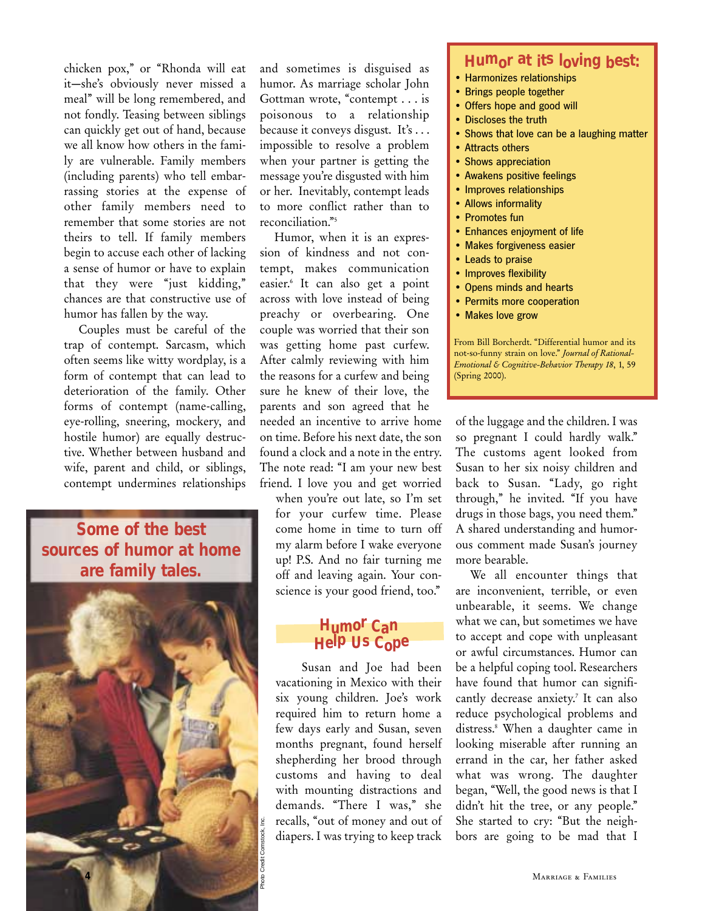chicken pox," or "Rhonda will eat it—she's obviously never missed a meal" will be long remembered, and not fondly. Teasing between siblings can quickly get out of hand, because we all know how others in the family are vulnerable. Family members (including parents) who tell embarrassing stories at the expense of other family members need to remember that some stories are not theirs to tell. If family members begin to accuse each other of lacking a sense of humor or have to explain that they were "just kidding," chances are that constructive use of humor has fallen by the way.

Couples must be careful of the trap of contempt. Sarcasm, which often seems like witty wordplay, is a form of contempt that can lead to deterioration of the family. Other forms of contempt (name-calling, eye-rolling, sneering, mockery, and hostile humor) are equally destructive. Whether between husband and wife, parent and child, or siblings, contempt undermines relationships and sometimes is disguised as humor. As marriage scholar John Gottman wrote, "contempt . . . is poisonous to a relationship because it conveys disgust. It's . . . impossible to resolve a problem when your partner is getting the message you're disgusted with him or her. Inevitably, contempt leads to more conflict rather than to reconciliation."[5]

**Some of the best sources of humor at home are family tales.**

Humor, when it is an expression of kindness and not contempt, makes communication easier.[6] It can also get a point across with love instead of being preachy or overbearing. One couple was worried that their son was getting home past curfew. After calmly reviewing with him the reasons for a curfew and being sure he knew of their love, the parents and son agreed that he needed an incentive to arrive home on time. Before his next date, the son found a clock and a note in the entry. The note read: "I am your new best friend. I love you and get worried when you're out late, so I'm set for your curfew time. Please come home in time to turn off my alarm before I wake everyone up! P.S. And no fair turning me off and leaving again. Your conscience is your good friend, too."

## Humor Can Help Us Cope

Susan and Joe had been vacationing in Mexico with their six young children. Joe's work required him to return home a few days early and Susan, seven months pregnant, found herself shepherding her brood through customs and having to deal with mounting distractions and demands. "There I was," she recalls, "out of money and out of diapers. I was trying to keep track of the luggage and the children. I was so pregnant I could hardly walk." The customs agent looked from Susan to her six noisy children and back to Susan. "Lady, go right through," he invited. "If you have drugs in those bags, you need them." A shared understanding and humorous comment made Susan's journey more bearable.

We all encounter things that are inconvenient, terrible, or even unbearable, it seems. We change what we can, but sometimes we have to accept and cope with unpleasant or awful circumstances. Humor can be a helpful coping tool. Researchers have found that humor can significantly decrease anxiety.[7] It can also reduce psychological problems and distress.[8] When a daughter came in looking miserable after running an errand in the car, her father asked what was wrong. The daughter began, "Well, the good news is that I didn't hit the tree, or any people." She started to cry: "But the neighbors are going to be mad that I

## Humor at its loving best:

- Harmonizes relationships
- Brings people together
- Offers hope and good will
- Discloses the truth
- Shows that love can be a laughing matter
- Attracts others
- Shows appreciation
- Awakens positive feelings
- Improves relationships
- Allows informality
- Promotes fun
- Enhances enjoyment of life
- Makes forgiveness easier
- Leads to praise
- Improves flexibility
- Opens minds and hearts
- Permits more cooperation
- Makes love grow

From Bill Borcherdt. "Differential humor and its not-so-funny strain on love." *Journal of Rational-Emotional & Cognitive-Behavior Therapy 18*, 1, 59 (Spring 2000).

Photo Credit Comstock, Inc.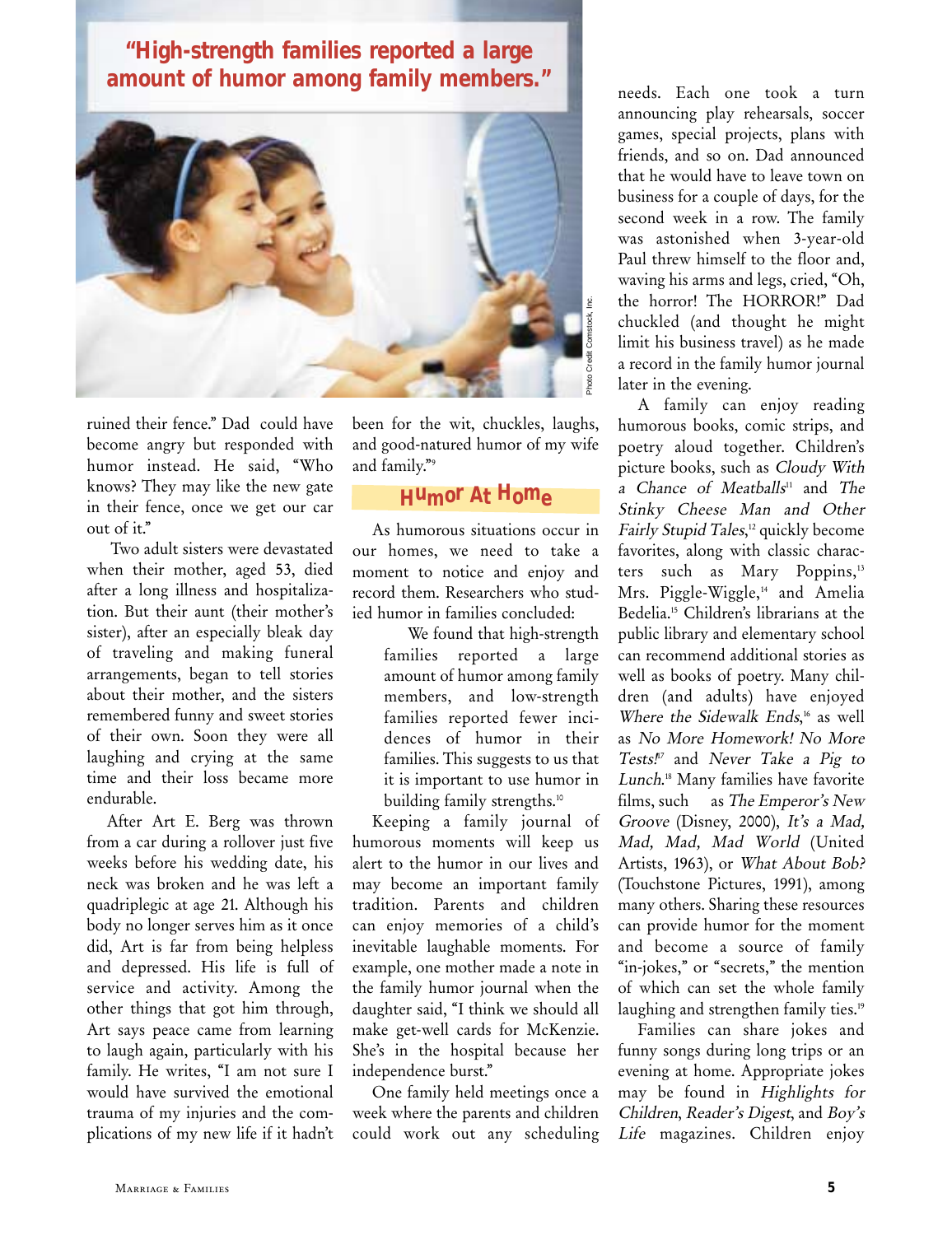**"High-strength families reported a large amount of humor among family members."**

ruined their fence." Dad could have become angry but responded with humor instead. He said, "Who knows? They may like the new gate in their fence, once we get our car out of it."

Two adult sisters were devastated when their mother, aged 53, died after a long illness and hospitalization. But their aunt (their mother's sister), after an especially bleak day of traveling and making funeral arrangements, began to tell stories about their mother, and the sisters remembered funny and sweet stories of their own. Soon they were all laughing and crying at the same time and their loss became more endurable.

After Art E. Berg was thrown from a car during a rollover just five weeks before his wedding date, his neck was broken and he was left a quadriplegic at age 21. Although his body no longer serves him as it once did, Art is far from being helpless and depressed. His life is full of service and activity. Among the other things that got him through, Art says peace came from learning to laugh again, particularly with his family. He writes, "I am not sure I would have survived the emotional trauma of my injuries and the complications of my new life if it hadn't been for the wit, chuckles, laughs, and good-natured humor of my wife and family."[9]

## Humor At Home

As humorous situations occur in our homes, we need to take a moment to notice and enjoy and record them. Researchers who studied humor in families concluded:

> We found that high-strength families reported a large amount of humor among family members, and low-strength families reported fewer incidences of humor in their families. This suggests to us that it is important to use humor in building family strengths.[10]

Keeping a family journal of humorous moments will keep us alert to the humor in our lives and may become an important family tradition. Parents and children can enjoy memories of a child's inevitable laughable moments. For example, one mother made a note in the family humor journal when the daughter said, "I think we should all make get-well cards for McKenzie. She's in the hospital because her independence burst."

One family held meetings once a week where the parents and children could work out any scheduling needs. Each one took a turn announcing play rehearsals, soccer games, special projects, plans with friends, and so on. Dad announced that he would have to leave town on business for a couple of days, for the second week in a row. The family was astonished when 3-year-old Paul threw himself to the floor and, waving his arms and legs, cried, "Oh, the horror! The HORROR!" Dad chuckled (and thought he might limit his business travel) as he made a record in the family humor journal later in the evening.

A family can enjoy reading humorous books, comic strips, and poetry aloud together. Children's picture books, such as *Cloudy With a Chance of Meatballs*[11] and *The Stinky Cheese Man and Other Fairly Stupid Tales*,[12] quickly become favorites, along with classic characters such as Mary Poppins,[13] Mrs. Piggle-Wiggle,[14] and Amelia Bedelia.[15] Children's librarians at the public library and elementary school can recommend additional stories as well as books of poetry. Many children (and adults) have enjoyed *Where the Sidewalk Ends*,[16] as well as *No More Homework! No More Tests!*[17] and *Never Take a Pig to Lunch*.[18] Many families have favorite films, such as *The Emperor's New Groove* (Disney, 2000), *It's a Mad, Mad, Mad, Mad World* (United Artists, 1963), or *What About Bob?* (Touchstone Pictures, 1991), among many others. Sharing these resources can provide humor for the moment and become a source of family "in-jokes," or "secrets," the mention of which can set the whole family laughing and strengthen family ties.[19]

Families can share jokes and funny songs during long trips or an evening at home. Appropriate jokes may be found in *Highlights for Children*, *Reader's Digest*, and *Boy's Life* magazines. Children enjoy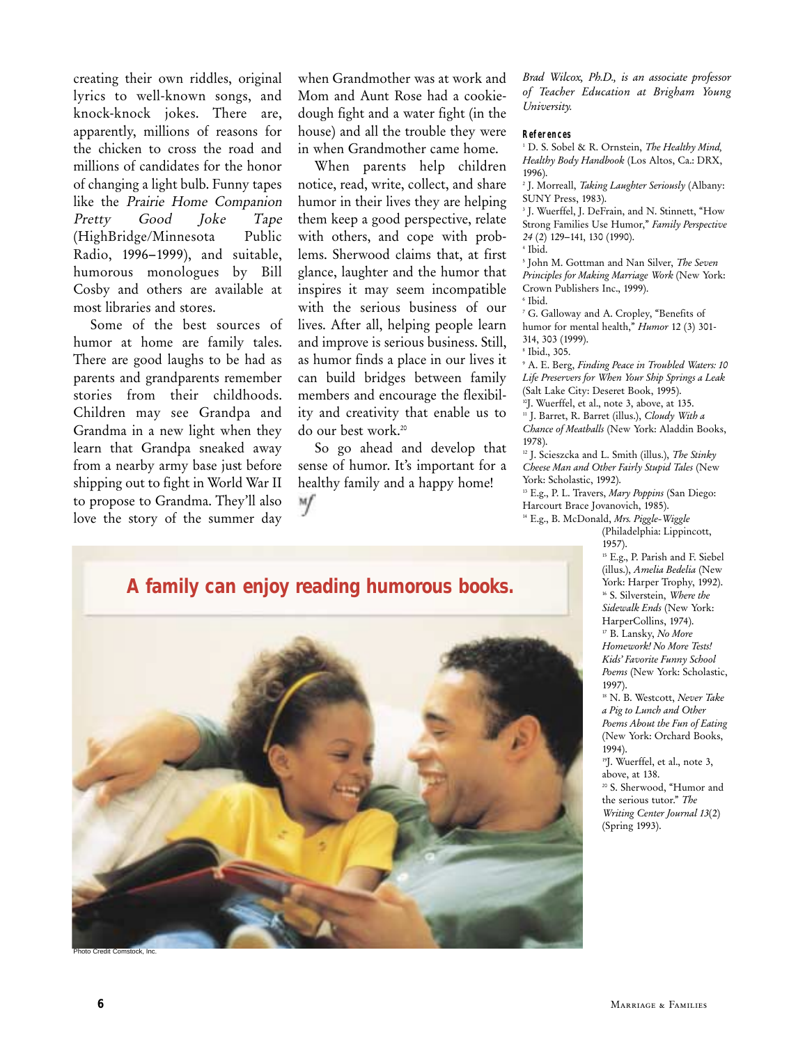creating their own riddles, original lyrics to well-known songs, and knock-knock jokes. There are, apparently, millions of reasons for the chicken to cross the road and millions of candidates for the honor of changing a light bulb. Funny tapes like the *Prairie Home Companion Pretty Good Joke Tape* (HighBridge/Minnesota Public Radio, 1996–1999), and suitable, humorous monologues by Bill Cosby and others are available at most libraries and stores.

Some of the best sources of humor at home are family tales. There are good laughs to be had as parents and grandparents remember stories from their childhoods. Children may see Grandpa and Grandma in a new light when they learn that Grandpa sneaked away from a nearby army base just before shipping out to fight in World War II to propose to Grandma. They'll also love the story of the summer day when Grandmother was at work and Mom and Aunt Rose had a cookie-dough fight and a water fight (in the house) and all the trouble they were in when Grandmother came home.

When parents help children notice, read, write, collect, and share humor in their lives they are helping them keep a good perspective, relate with others, and cope with problems. Sherwood claims that, at first glance, laughter and the humor that inspires it may seem incompatible with the serious business of our lives. After all, helping people learn and improve is serious business. Still, as humor finds a place in our lives it can build bridges between family members and encourage the flexibility and creativity that enable us to do our best work.[20]

So go ahead and develop that sense of humor. It's important for a healthy family and a happy home!

*Brad Wilcox, Ph.D., is an associate professor of Teacher Education at Brigham Young University.*

**References**

[1] D. S. Sobel & R. Ornstein, *The Healthy Mind, Healthy Body Handbook* (Los Altos, Ca.: DRX, 1996).

[2] J. Morreall, *Taking Laughter Seriously* (Albany: SUNY Press, 1983).

[3] J. Wuerffel, J. DeFrain, and N. Stinnett, "How Strong Families Use Humor," *Family Perspective 24* (2) 129–141, 130 (1990).

[4] Ibid.

[5] John M. Gottman and Nan Silver, *The Seven Principles for Making Marriage Work* (New York: Crown Publishers Inc., 1999).

[6] Ibid.

[7] G. Galloway and A. Cropley, "Benefits of humor for mental health," *Humor* 12 (3) 301-314, 303 (1999).

[8] Ibid., 305.

[9] A. E. Berg, *Finding Peace in Troubled Waters: 10 Life Preservers for When Your Ship Springs a Leak* (Salt Lake City: Deseret Book, 1995).

[10] J. Wuerffel, et al., note 3, above, at 135.

[11] J. Barret, R. Barret (illus.), *Cloudy With a Chance of Meatballs* (New York: Aladdin Books, 1978).

[12] J. Scieszcka and L. Smith (illus.), *The Stinky Cheese Man and Other Fairly Stupid Tales* (New York: Scholastic, 1992).

[13] E.g., P. L. Travers, *Mary Poppins* (San Diego: Harcourt Brace Jovanovich, 1985).

[14] E.g., B. McDonald, *Mrs. Piggle-Wiggle* (Philadelphia: Lippincott, 1957).

[15] E.g., P. Parish and F. Siebel (illus.), *Amelia Bedelia* (New York: Harper Trophy, 1992).

[16] S. Silverstein, *Where the Sidewalk Ends* (New York: HarperCollins, 1974).

[17] B. Lansky, *No More Homework! No More Tests! Kids' Favorite Funny School Poems* (New York: Scholastic, 1997).

[18] N. B. Westcott, *Never Take a Pig to Lunch and Other Poems About the Fun of Eating* (New York: Orchard Books, 1994).

[19] J. Wuerffel, et al., note 3, above, at 138.

[20] S. Sherwood, "Humor and the serious tutor." *The Writing Center Journal 13*(2) (Spring 1993).

**A family can enjoy reading humorous books.**

Photo Credit Comstock, Inc.